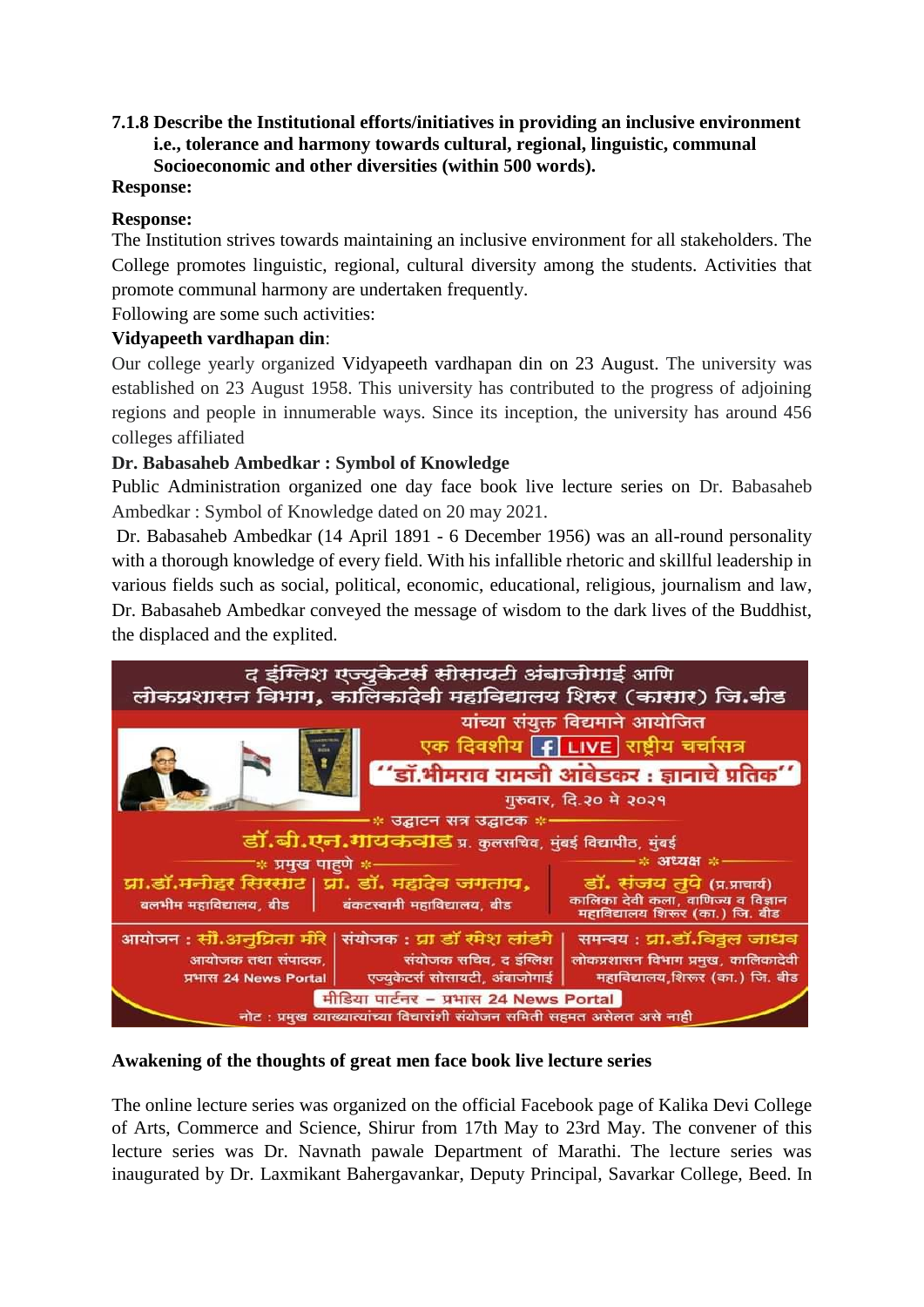**7.1.8 Describe the Institutional efforts/initiatives in providing an inclusive environment i.e., tolerance and harmony towards cultural, regional, linguistic, communal Socioeconomic and other diversities (within 500 words).**

**Response:**

**Response:**

The Institution strives towards maintaining an inclusive environment for all stakeholders. The College promotes linguistic, regional, cultural diversity among the students. Activities that promote communal harmony are undertaken frequently.

Following are some such activities:

**Vidyapeeth vardhapan din**:

Our college yearly organized Vidyapeeth vardhapan din on 23 August. The university was established on 23 August 1958. This university has contributed to the progress of adjoining regions and people in innumerable ways. Since its inception, the university has around 456 colleges affiliated

**Dr. Babasaheb Ambedkar : Symbol of Knowledge**

Public Administration organized one day face book live lecture series on Dr. Babasaheb Ambedkar : Symbol of Knowledge dated on 20 may 2021.

Dr. Babasaheb Ambedkar (14 April 1891 - 6 December 1956) was an all-round personality with a thorough knowledge of every field. With his infallible rhetoric and skillful leadership in various fields such as social, political, economic, educational, religious, journalism and law, Dr. Babasaheb Ambedkar conveyed the message of wisdom to the dark lives of the Buddhist, the displaced and the explited.

द इंग्लिश एज्युकेटर्स सोसायटी अंबाजोगाई आणि
लोकप्रशासन विभाग, कालिकादेवी महाविद्यालय शिरुर (कासार) जि.बीड
यांच्या संयुक्त विद्यमाने आयोजित
एक दिवशीय f LIVE राष्ट्रीय चर्चासत्र
"डॉ.भीमराव रामजी आंबेडकर : ज्ञानाचे प्रतिक"
गुरुवार, दि.२० मे २०२१

उद्घाटन सत्र उद्घाटक
डॉ.बी.एन.गायकवाड प्र. कुलसचिव, मुंबई विद्यापीठ, मुंबई

प्रमुख पाहुणे
प्रा.डॉ.मनोहर सिरसाट – बलभीम महाविद्यालय, बीड
प्रा. डॉ. महादेव जगताप, – बंकटस्वामी महाविद्यालय, बीड

अध्यक्ष
डॉ. संजय तुपे (प्र.प्राचार्य) – कालिका देवी कला, वाणिज्य व विज्ञान महाविद्यालय शिरुर (का.) जि. बीड

आयोजन : सौ.अनुप्रिता मोरे – आयोजक तथा संपादक, प्रभास 24 News Portal
संयोजक : प्रा डॉ रमेश लांडगे – संयोजक सचिव, द इंग्लिश एज्युकेटर्स सोसायटी, अंबाजोगाई
समन्वय : प्रा.डॉ.विठ्ठल जाधव – लोकप्रशासन विभाग प्रमुख, कालिकादेवी महाविद्यालय,शिरुर (का.) जि. बीड

मीडिया पार्टनर – प्रभास 24 News Portal
नोट : प्रमुख व्याख्यात्यांच्या विचारांशी संयोजन समिती सहमत असेलत असे नाही

**Awakening of the thoughts of great men face book live lecture series**

The online lecture series was organized on the official Facebook page of Kalika Devi College of Arts, Commerce and Science, Shirur from 17th May to 23rd May. The convener of this lecture series was Dr. Navnath pawale Department of Marathi. The lecture series was inaugurated by Dr. Laxmikant Bahergavankar, Deputy Principal, Savarkar College, Beed. In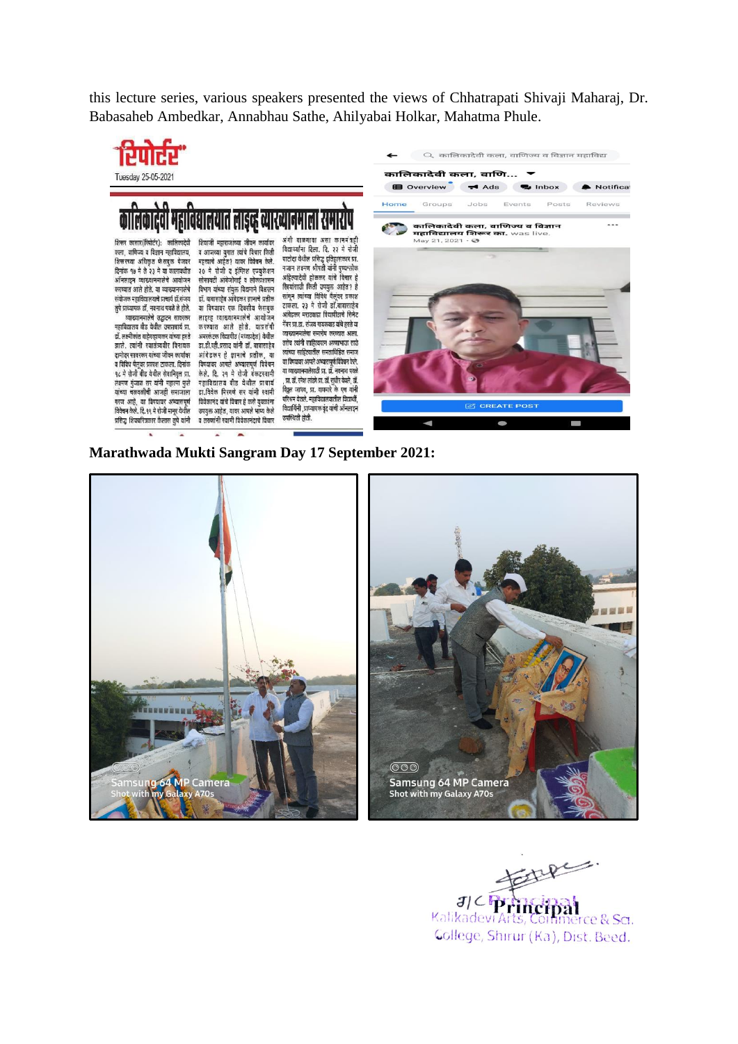this lecture series, various speakers presented the views of Chhatrapati Shivaji Maharaj, Dr. Babasaheb Ambedkar, Annabhau Sathe, Ahilyabai Holkar, Mahatma Phule.

**Marathwada Mukti Sangram Day 17 September 2021:**

Principal
Kalikadevi Arts, Commerce & Sci.
College, Shirur (Ka), Dist. Beed.